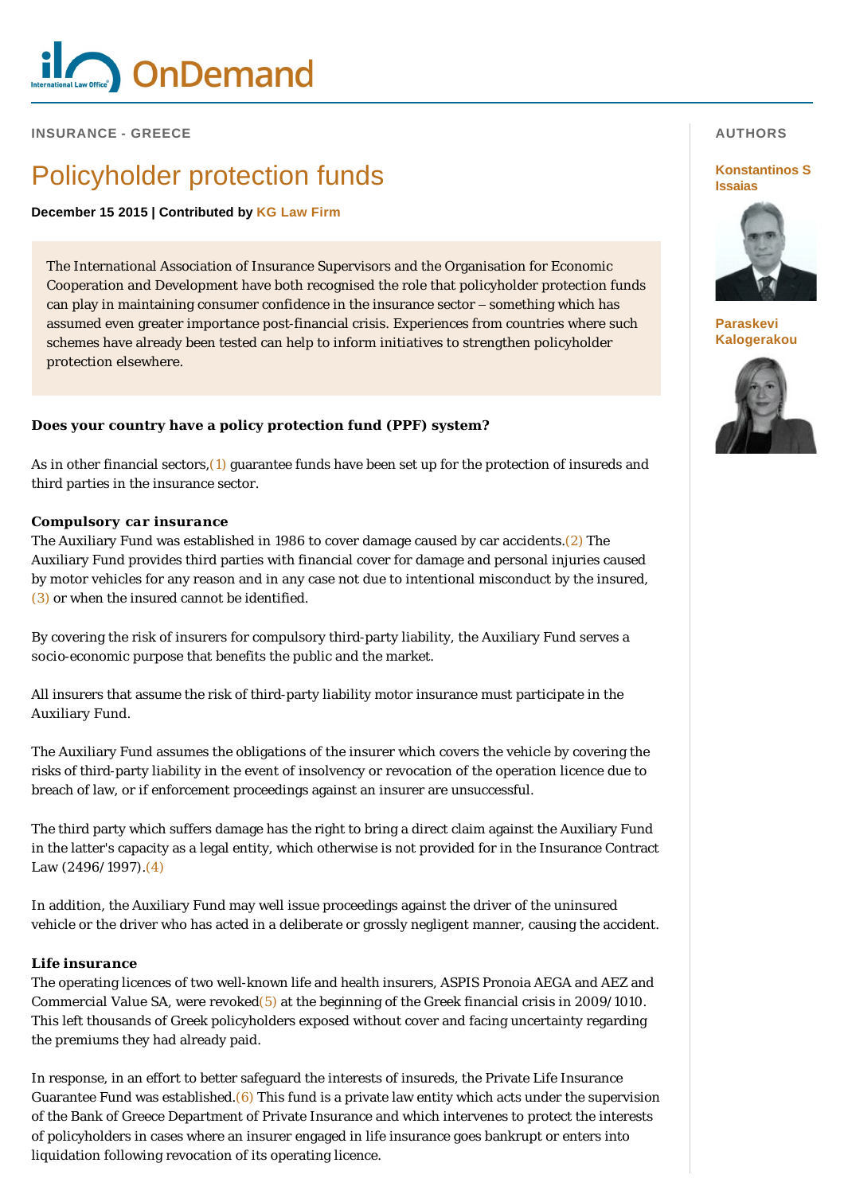INSURANCE - GREECE

# Policyholder protection funds

**December 15 2015 | Contributed by KG Law Firm**

The International Association of Insurance Supervisors and the Organisation for Economic Cooperation and Development have both recognised the role that policyholder protection funds can play in maintaining consumer confidence in the insurance sector – something which has assumed even greater importance post-financial crisis. Experiences from countries where such schemes have already been tested can help to inform initiatives to strengthen policyholder protection elsewhere.

AUTHORS

**Konstantinos S Issaias**

**Paraskevi Kalogerakou**

### Does your country have a policy protection fund (PPF) system?

As in other financial sectors,(1) guarantee funds have been set up for the protection of insureds and third parties in the insurance sector.

#### Compulsory car insurance

The Auxiliary Fund was established in 1986 to cover damage caused by car accidents.(2) The Auxiliary Fund provides third parties with financial cover for damage and personal injuries caused by motor vehicles for any reason and in any case not due to intentional misconduct by the insured,(3) or when the insured cannot be identified.

By covering the risk of insurers for compulsory third-party liability, the Auxiliary Fund serves a socio-economic purpose that benefits the public and the market.

All insurers that assume the risk of third-party liability motor insurance must participate in the Auxiliary Fund.

The Auxiliary Fund assumes the obligations of the insurer which covers the vehicle by covering the risks of third-party liability in the event of insolvency or revocation of the operation licence due to breach of law, or if enforcement proceedings against an insurer are unsuccessful.

The third party which suffers damage has the right to bring a direct claim against the Auxiliary Fund in the latter's capacity as a legal entity, which otherwise is not provided for in the Insurance Contract Law (2496/1997).(4)

In addition, the Auxiliary Fund may well issue proceedings against the driver of the uninsured vehicle or the driver who has acted in a deliberate or grossly negligent manner, causing the accident.

#### Life insurance

The operating licences of two well-known life and health insurers, ASPIS Pronoia AEGA and AEZ and Commercial Value SA, were revoked(5) at the beginning of the Greek financial crisis in 2009/1010. This left thousands of Greek policyholders exposed without cover and facing uncertainty regarding the premiums they had already paid.

In response, in an effort to better safeguard the interests of insureds, the Private Life Insurance Guarantee Fund was established.(6) This fund is a private law entity which acts under the supervision of the Bank of Greece Department of Private Insurance and which intervenes to protect the interests of policyholders in cases where an insurer engaged in life insurance goes bankrupt or enters into liquidation following revocation of its operating licence.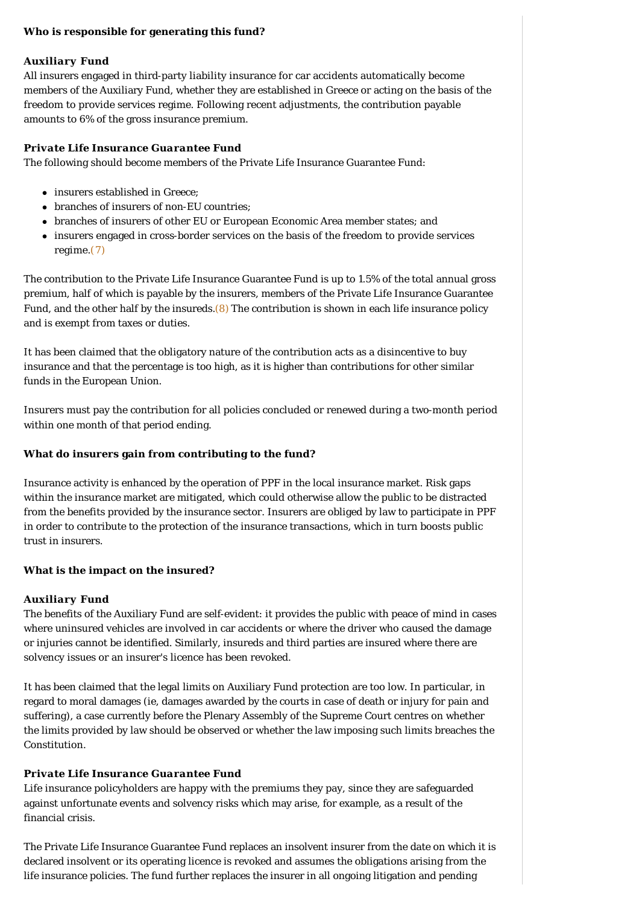**Who is responsible for generating this fund?**

***Auxiliary Fund***

All insurers engaged in third-party liability insurance for car accidents automatically become members of the Auxiliary Fund, whether they are established in Greece or acting on the basis of the freedom to provide services regime. Following recent adjustments, the contribution payable amounts to 6% of the gross insurance premium.

***Private Life Insurance Guarantee Fund***

The following should become members of the Private Life Insurance Guarantee Fund:

- insurers established in Greece;
- branches of insurers of non-EU countries;
- branches of insurers of other EU or European Economic Area member states; and
- insurers engaged in cross-border services on the basis of the freedom to provide services regime.(7)

The contribution to the Private Life Insurance Guarantee Fund is up to 1.5% of the total annual gross premium, half of which is payable by the insurers, members of the Private Life Insurance Guarantee Fund, and the other half by the insureds.(8) The contribution is shown in each life insurance policy and is exempt from taxes or duties.

It has been claimed that the obligatory nature of the contribution acts as a disincentive to buy insurance and that the percentage is too high, as it is higher than contributions for other similar funds in the European Union.

Insurers must pay the contribution for all policies concluded or renewed during a two-month period within one month of that period ending.

**What do insurers gain from contributing to the fund?**

Insurance activity is enhanced by the operation of PPF in the local insurance market. Risk gaps within the insurance market are mitigated, which could otherwise allow the public to be distracted from the benefits provided by the insurance sector. Insurers are obliged by law to participate in PPF in order to contribute to the protection of the insurance transactions, which in turn boosts public trust in insurers.

**What is the impact on the insured?**

***Auxiliary Fund***

The benefits of the Auxiliary Fund are self-evident: it provides the public with peace of mind in cases where uninsured vehicles are involved in car accidents or where the driver who caused the damage or injuries cannot be identified. Similarly, insureds and third parties are insured where there are solvency issues or an insurer's licence has been revoked.

It has been claimed that the legal limits on Auxiliary Fund protection are too low. In particular, in regard to moral damages (ie, damages awarded by the courts in case of death or injury for pain and suffering), a case currently before the Plenary Assembly of the Supreme Court centres on whether the limits provided by law should be observed or whether the law imposing such limits breaches the Constitution.

***Private Life Insurance Guarantee Fund***

Life insurance policyholders are happy with the premiums they pay, since they are safeguarded against unfortunate events and solvency risks which may arise, for example, as a result of the financial crisis.

The Private Life Insurance Guarantee Fund replaces an insolvent insurer from the date on which it is declared insolvent or its operating licence is revoked and assumes the obligations arising from the life insurance policies. The fund further replaces the insurer in all ongoing litigation and pending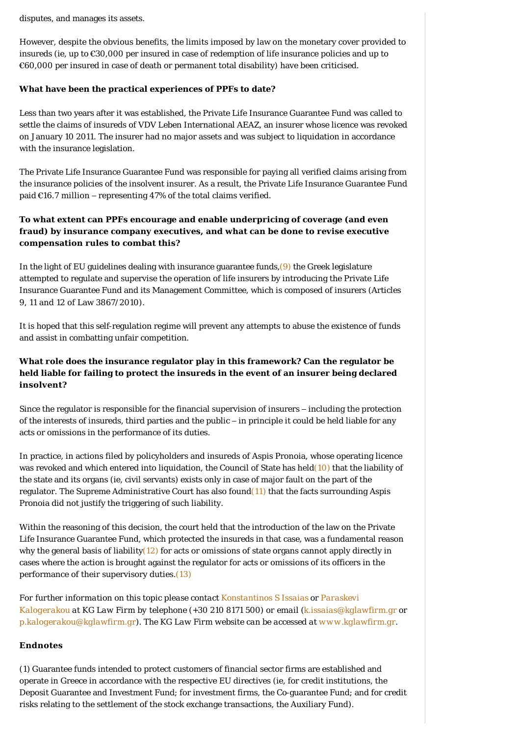disputes, and manages its assets.

However, despite the obvious benefits, the limits imposed by law on the monetary cover provided to insureds (ie, up to €30,000 per insured in case of redemption of life insurance policies and up to €60,000 per insured in case of death or permanent total disability) have been criticised.

**What have been the practical experiences of PPFs to date?**

Less than two years after it was established, the Private Life Insurance Guarantee Fund was called to settle the claims of insureds of VDV Leben International AEAZ, an insurer whose licence was revoked on January 10 2011. The insurer had no major assets and was subject to liquidation in accordance with the insurance legislation.

The Private Life Insurance Guarantee Fund was responsible for paying all verified claims arising from the insurance policies of the insolvent insurer. As a result, the Private Life Insurance Guarantee Fund paid €16.7 million – representing 47% of the total claims verified.

**To what extent can PPFs encourage and enable underpricing of coverage (and even fraud) by insurance company executives, and what can be done to revise executive compensation rules to combat this?**

In the light of EU guidelines dealing with insurance guarantee funds,(9) the Greek legislature attempted to regulate and supervise the operation of life insurers by introducing the Private Life Insurance Guarantee Fund and its Management Committee, which is composed of insurers (Articles 9, 11 and 12 of Law 3867/2010).

It is hoped that this self-regulation regime will prevent any attempts to abuse the existence of funds and assist in combatting unfair competition.

**What role does the insurance regulator play in this framework? Can the regulator be held liable for failing to protect the insureds in the event of an insurer being declared insolvent?**

Since the regulator is responsible for the financial supervision of insurers – including the protection of the interests of insureds, third parties and the public – in principle it could be held liable for any acts or omissions in the performance of its duties.

In practice, in actions filed by policyholders and insureds of Aspis Pronoia, whose operating licence was revoked and which entered into liquidation, the Council of State has held(10) that the liability of the state and its organs (ie, civil servants) exists only in case of major fault on the part of the regulator. The Supreme Administrative Court has also found(11) that the facts surrounding Aspis Pronoia did not justify the triggering of such liability.

Within the reasoning of this decision, the court held that the introduction of the law on the Private Life Insurance Guarantee Fund, which protected the insureds in that case, was a fundamental reason why the general basis of liability(12) for acts or omissions of state organs cannot apply directly in cases where the action is brought against the regulator for acts or omissions of its officers in the performance of their supervisory duties.(13)

*For further information on this topic please contact* Konstantinos S Issaias *or* Paraskevi Kalogerakou *at KG Law Firm by telephone (+30 210 8171 500) or email (*k.issaias@kglawfirm.gr *or* p.kalogerakou@kglawfirm.gr*). The KG Law Firm website can be accessed at* www.kglawfirm.gr.

**Endnotes**

(1) Guarantee funds intended to protect customers of financial sector firms are established and operate in Greece in accordance with the respective EU directives (ie, for credit institutions, the Deposit Guarantee and Investment Fund; for investment firms, the Co-guarantee Fund; and for credit risks relating to the settlement of the stock exchange transactions, the Auxiliary Fund).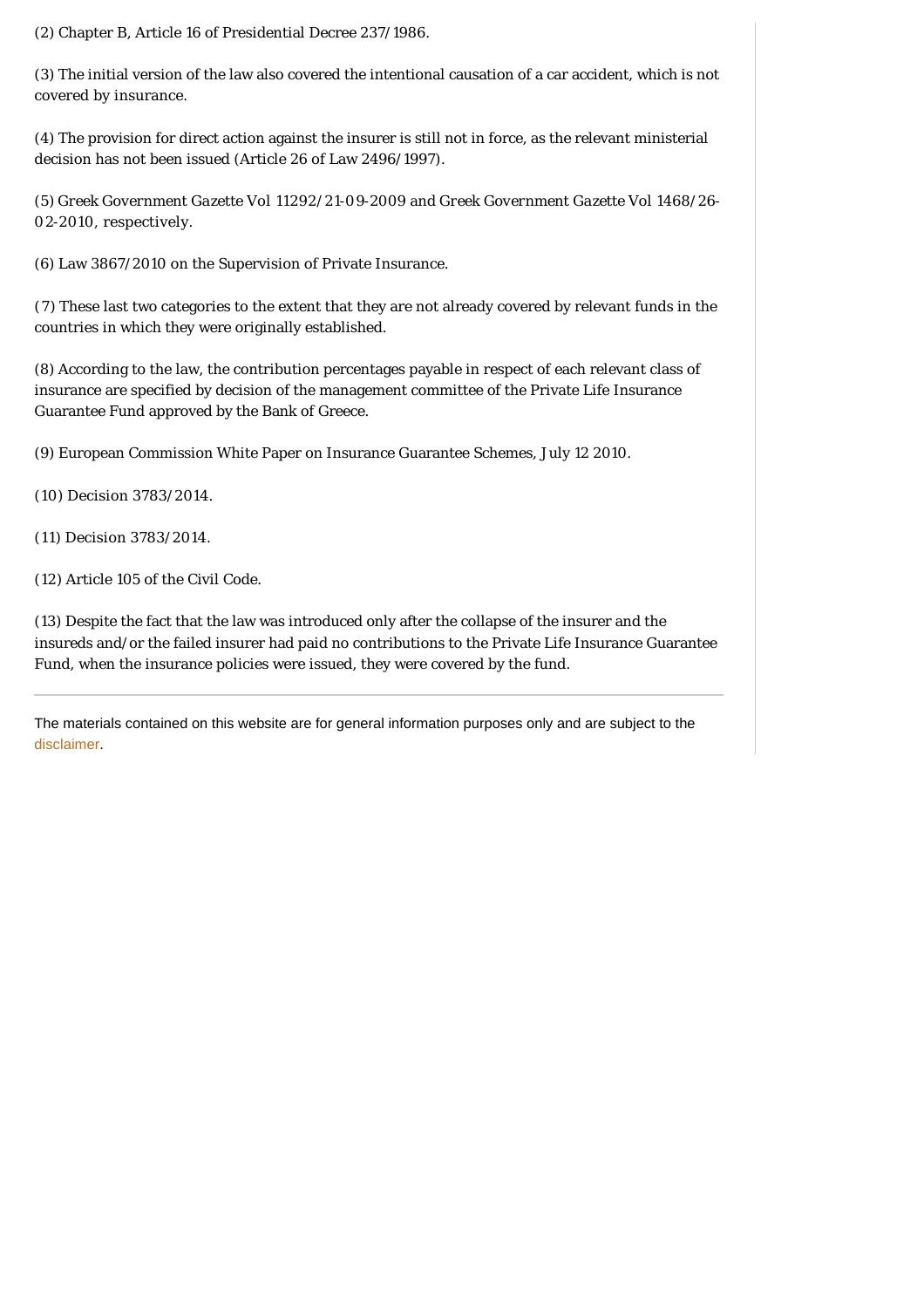(2) Chapter B, Article 16 of Presidential Decree 237/1986.

(3) The initial version of the law also covered the intentional causation of a car accident, which is not covered by insurance.

(4) The provision for direct action against the insurer is still not in force, as the relevant ministerial decision has not been issued (Article 26 of Law 2496/1997).

(5) Greek Government Gazette Vol 11292/21-09-2009 and Greek Government Gazette Vol 1468/26-02-2010, respectively.

(6) Law 3867/2010 on the Supervision of Private Insurance.

(7) These last two categories to the extent that they are not already covered by relevant funds in the countries in which they were originally established.

(8) According to the law, the contribution percentages payable in respect of each relevant class of insurance are specified by decision of the management committee of the Private Life Insurance Guarantee Fund approved by the Bank of Greece.

(9) European Commission White Paper on Insurance Guarantee Schemes, July 12 2010.

(10) Decision 3783/2014.

(11) Decision 3783/2014.

(12) Article 105 of the Civil Code.

(13) Despite the fact that the law was introduced only after the collapse of the insurer and the insureds and/or the failed insurer had paid no contributions to the Private Life Insurance Guarantee Fund, when the insurance policies were issued, they were covered by the fund.

---

The materials contained on this website are for general information purposes only and are subject to the disclaimer.